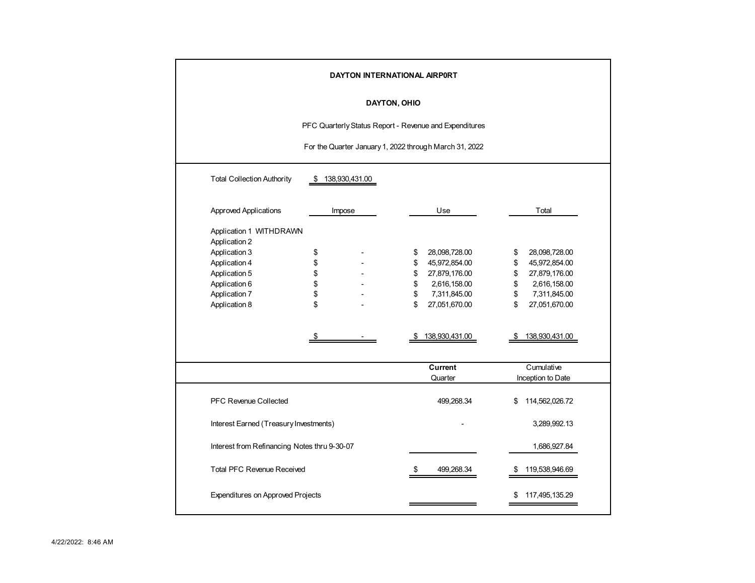**DAYTON INTERNATIONAL AIRP0RT**

**DAYTON, OHIO**

PFC Quarterly Status Report - Revenue and Expenditures

For the Quarter January 1, 2022 through March 31, 2022

Total Collection Authority $ 138,930,431.00

| Approved Applications | Impose | Use | Total |
|---|---|---|---|
| Application 1 WITHDRAWN | | | |
| Application 2 | | | |
| Application 3 | $ - | $ 28,098,728.00 | $ 28,098,728.00 |
| Application 4 | $ - | $ 45,972,854.00 | $ 45,972,854.00 |
| Application 5 | $ - | $ 27,879,176.00 | $ 27,879,176.00 |
| Application 6 | $ - | $ 2,616,158.00 | $ 2,616,158.00 |
| Application 7 | $ - | $ 7,311,845.00 | $ 7,311,845.00 |
| Application 8 | $ - | $ 27,051,670.00 | $ 27,051,670.00 |
| | $ - | $ 138,930,431.00 | $ 138,930,431.00 |

| | **Current** Quarter | Cumulative Inception to Date |
|---|---|---|
| PFC Revenue Collected | 499,268.34 | $ 114,562,026.72 |
| Interest Earned (Treasury Investments) | - | 3,289,992.13 |
| Interest from Refinancing Notes thru 9-30-07 | | 1,686,927.84 |
| Total PFC Revenue Received | $ 499,268.34 | $ 119,538,946.69 |
| Expenditures on Approved Projects | | $ 117,495,135.29 |

4/22/2022: 8:46 AM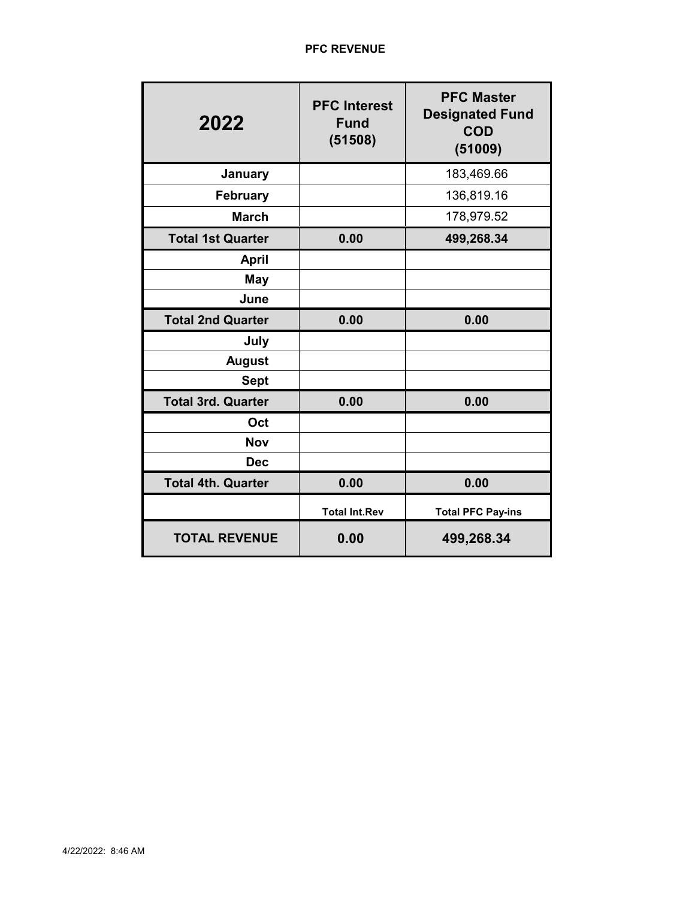# PFC REVENUE

| 2022 | PFC Interest Fund (51508) | PFC Master Designated Fund COD (51009) |
|---|---|---|
| January | | 183,469.66 |
| February | | 136,819.16 |
| March | | 178,979.52 |
| **Total 1st Quarter** | **0.00** | **499,268.34** |
| April | | |
| May | | |
| June | | |
| **Total 2nd Quarter** | **0.00** | **0.00** |
| July | | |
| August | | |
| Sept | | |
| **Total 3rd. Quarter** | **0.00** | **0.00** |
| Oct | | |
| Nov | | |
| Dec | | |
| **Total 4th. Quarter** | **0.00** | **0.00** |
| | **Total Int.Rev** | **Total PFC Pay-ins** |
| **TOTAL REVENUE** | **0.00** | **499,268.34** |

4/22/2022: 8:46 AM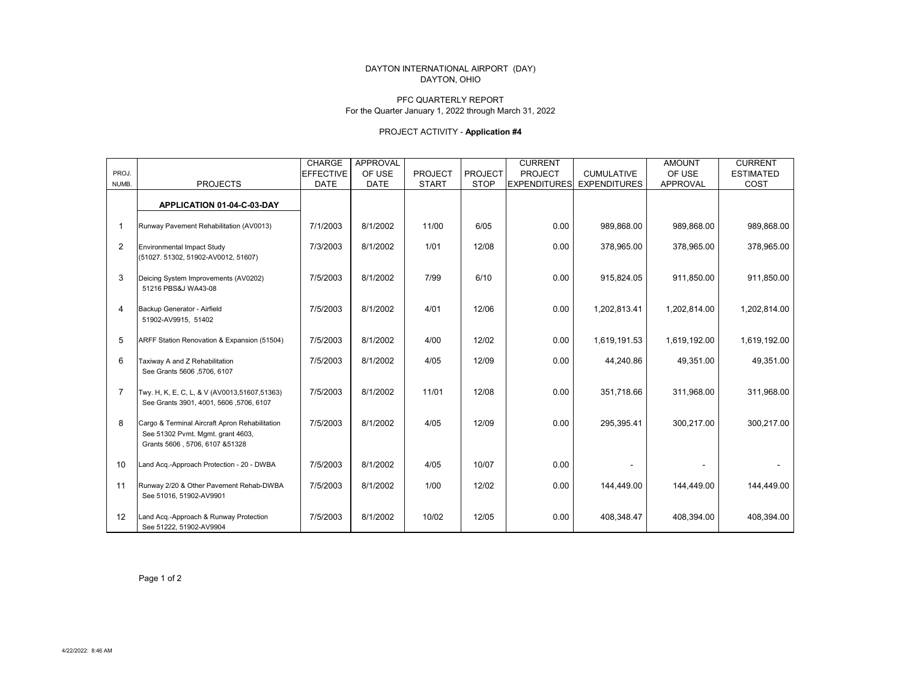DAYTON INTERNATIONAL AIRPORT (DAY)
DAYTON, OHIO

PFC QUARTERLY REPORT
For the Quarter January 1, 2022 through March 31, 2022

PROJECT ACTIVITY - **Application #4**

| PROJ. NUMB. | PROJECTS | CHARGE EFFECTIVE DATE | APPROVAL OF USE DATE | PROJECT START | PROJECT STOP | CURRENT PROJECT EXPENDITURES | CUMULATIVE EXPENDITURES | AMOUNT OF USE APPROVAL | CURRENT ESTIMATED COST |
|---|---|---|---|---|---|---|---|---|---|
| | **APPLICATION 01-04-C-03-DAY** | | | | | | | | |
| 1 | Runway Pavement Rehabilitation (AV0013) | 7/1/2003 | 8/1/2002 | 11/00 | 6/05 | 0.00 | 989,868.00 | 989,868.00 | 989,868.00 |
| 2 | Environmental Impact Study (51027. 51302, 51902-AV0012, 51607) | 7/3/2003 | 8/1/2002 | 1/01 | 12/08 | 0.00 | 378,965.00 | 378,965.00 | 378,965.00 |
| 3 | Deicing System Improvements (AV0202) 51216 PBS&J WA43-08 | 7/5/2003 | 8/1/2002 | 7/99 | 6/10 | 0.00 | 915,824.05 | 911,850.00 | 911,850.00 |
| 4 | Backup Generator - Airfield 51902-AV9915, 51402 | 7/5/2003 | 8/1/2002 | 4/01 | 12/06 | 0.00 | 1,202,813.41 | 1,202,814.00 | 1,202,814.00 |
| 5 | ARFF Station Renovation & Expansion (51504) | 7/5/2003 | 8/1/2002 | 4/00 | 12/02 | 0.00 | 1,619,191.53 | 1,619,192.00 | 1,619,192.00 |
| 6 | Taxiway A and Z Rehabilitation See Grants 5606 ,5706, 6107 | 7/5/2003 | 8/1/2002 | 4/05 | 12/09 | 0.00 | 44,240.86 | 49,351.00 | 49,351.00 |
| 7 | Twy. H, K, E, C, L, & V (AV0013,51607,51363) See Grants 3901, 4001, 5606 ,5706, 6107 | 7/5/2003 | 8/1/2002 | 11/01 | 12/08 | 0.00 | 351,718.66 | 311,968.00 | 311,968.00 |
| 8 | Cargo & Terminal Aircraft Apron Rehabilitation See 51302 Pvmt. Mgmt. grant 4603, Grants 5606 , 5706, 6107 &51328 | 7/5/2003 | 8/1/2002 | 4/05 | 12/09 | 0.00 | 295,395.41 | 300,217.00 | 300,217.00 |
| 10 | Land Acq.-Approach Protection - 20 - DWBA | 7/5/2003 | 8/1/2002 | 4/05 | 10/07 | 0.00 | - | - | - |
| 11 | Runway 2/20 & Other Pavement Rehab-DWBA See 51016, 51902-AV9901 | 7/5/2003 | 8/1/2002 | 1/00 | 12/02 | 0.00 | 144,449.00 | 144,449.00 | 144,449.00 |
| 12 | Land Acq.-Approach & Runway Protection See 51222, 51902-AV9904 | 7/5/2003 | 8/1/2002 | 10/02 | 12/05 | 0.00 | 408,348.47 | 408,394.00 | 408,394.00 |

4/22/2022: 8:46 AM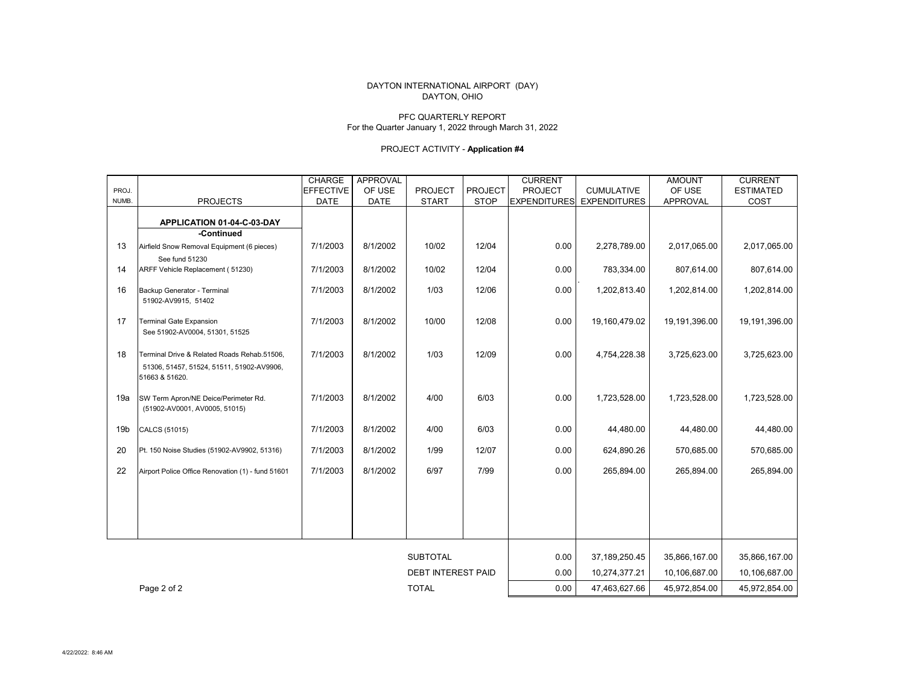DAYTON INTERNATIONAL AIRPORT (DAY)
DAYTON, OHIO

PFC QUARTERLY REPORT
For the Quarter January 1, 2022 through March 31, 2022

PROJECT ACTIVITY - **Application #4**

| PROJ. NUMB. | PROJECTS | CHARGE EFFECTIVE DATE | APPROVAL OF USE DATE | PROJECT START | PROJECT STOP | CURRENT PROJECT EXPENDITURES | CUMULATIVE EXPENDITURES | AMOUNT OF USE APPROVAL | CURRENT ESTIMATED COST |
|---|---|---|---|---|---|---|---|---|---|
| | **APPLICATION 01-04-C-03-DAY -Continued** | | | | | | | | |
| 13 | Airfield Snow Removal Equipment (6 pieces) See fund 51230 | 7/1/2003 | 8/1/2002 | 10/02 | 12/04 | 0.00 | 2,278,789.00 | 2,017,065.00 | 2,017,065.00 |
| 14 | ARFF Vehicle Replacement ( 51230) | 7/1/2003 | 8/1/2002 | 10/02 | 12/04 | 0.00 | 783,334.00 | 807,614.00 | 807,614.00 |
| 16 | Backup Generator - Terminal 51902-AV9915, 51402 | 7/1/2003 | 8/1/2002 | 1/03 | 12/06 | 0.00 | 1,202,813.40 | 1,202,814.00 | 1,202,814.00 |
| 17 | Terminal Gate Expansion See 51902-AV0004, 51301, 51525 | 7/1/2003 | 8/1/2002 | 10/00 | 12/08 | 0.00 | 19,160,479.02 | 19,191,396.00 | 19,191,396.00 |
| 18 | Terminal Drive & Related Roads Rehab.51506, 51306, 51457, 51524, 51511, 51902-AV9906, 51663 & 51620. | 7/1/2003 | 8/1/2002 | 1/03 | 12/09 | 0.00 | 4,754,228.38 | 3,725,623.00 | 3,725,623.00 |
| 19a | SW Term Apron/NE Deice/Perimeter Rd. (51902-AV0001, AV0005, 51015) | 7/1/2003 | 8/1/2002 | 4/00 | 6/03 | 0.00 | 1,723,528.00 | 1,723,528.00 | 1,723,528.00 |
| 19b | CALCS (51015) | 7/1/2003 | 8/1/2002 | 4/00 | 6/03 | 0.00 | 44,480.00 | 44,480.00 | 44,480.00 |
| 20 | Pt. 150 Noise Studies (51902-AV9902, 51316) | 7/1/2003 | 8/1/2002 | 1/99 | 12/07 | 0.00 | 624,890.26 | 570,685.00 | 570,685.00 |
| 22 | Airport Police Office Renovation (1) - fund 51601 | 7/1/2003 | 8/1/2002 | 6/97 | 7/99 | 0.00 | 265,894.00 | 265,894.00 | 265,894.00 |
| | | | | SUBTOTAL | | 0.00 | 37,189,250.45 | 35,866,167.00 | 35,866,167.00 |
| | | | | DEBT INTEREST PAID | | 0.00 | 10,274,377.21 | 10,106,687.00 | 10,106,687.00 |
| | | | | TOTAL | | 0.00 | 47,463,627.66 | 45,972,854.00 | 45,972,854.00 |

4/22/2022: 8:46 AM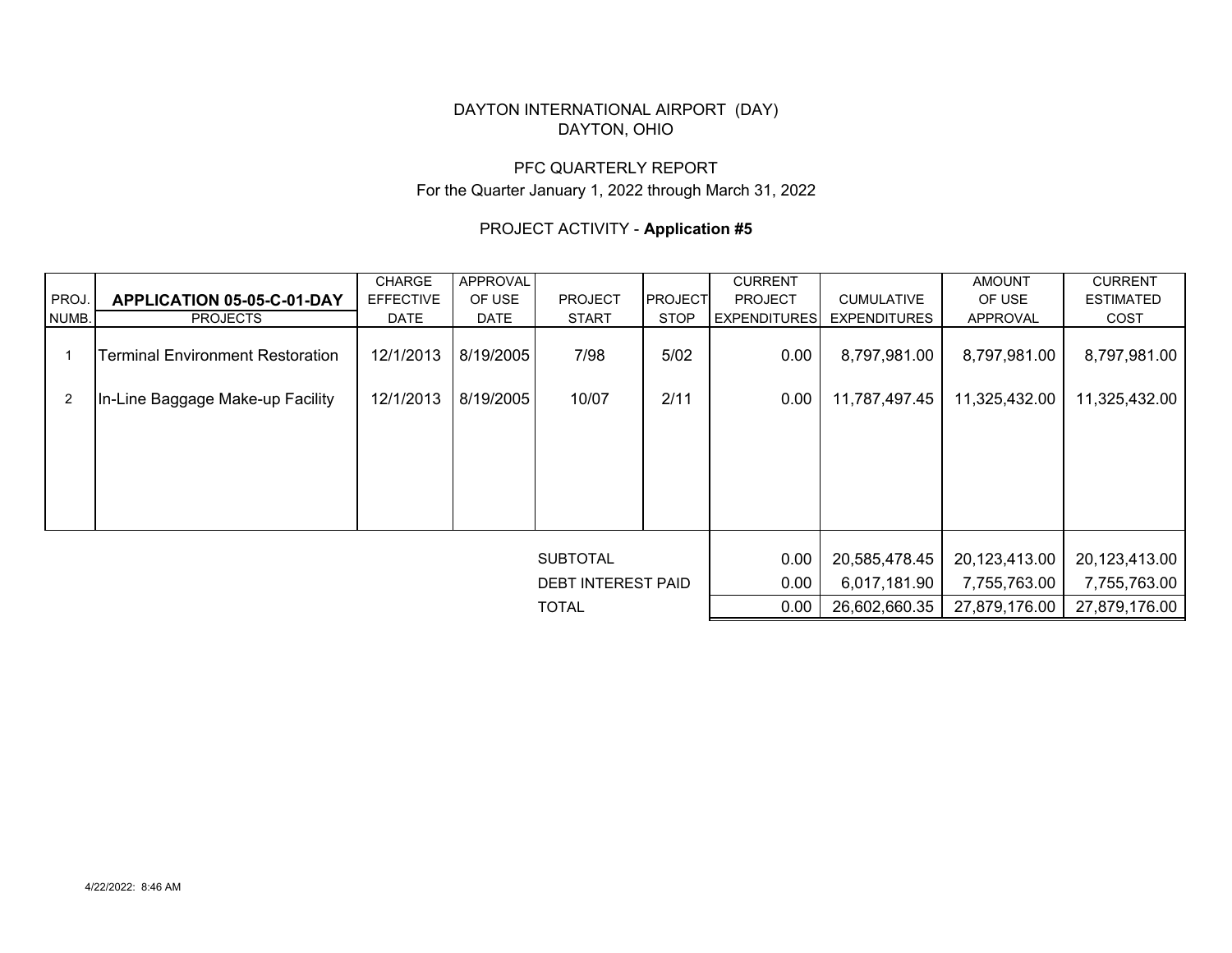DAYTON INTERNATIONAL AIRPORT (DAY)
DAYTON, OHIO

PFC QUARTERLY REPORT
For the Quarter January 1, 2022 through March 31, 2022

PROJECT ACTIVITY - **Application #5**

| PROJ. NUMB. | **APPLICATION 05-05-C-01-DAY** PROJECTS | CHARGE EFFECTIVE DATE | APPROVAL OF USE DATE | PROJECT START | PROJECT STOP | CURRENT PROJECT EXPENDITURES | CUMULATIVE EXPENDITURES | AMOUNT OF USE APPROVAL | CURRENT ESTIMATED COST |
|---|---|---|---|---|---|---|---|---|---|
| 1 | Terminal Environment Restoration | 12/1/2013 | 8/19/2005 | 7/98 | 5/02 | 0.00 | 8,797,981.00 | 8,797,981.00 | 8,797,981.00 |
| 2 | In-Line Baggage Make-up Facility | 12/1/2013 | 8/19/2005 | 10/07 | 2/11 | 0.00 | 11,787,497.45 | 11,325,432.00 | 11,325,432.00 |
| | | | | SUBTOTAL | | 0.00 | 20,585,478.45 | 20,123,413.00 | 20,123,413.00 |
| | | | | DEBT INTEREST PAID | | 0.00 | 6,017,181.90 | 7,755,763.00 | 7,755,763.00 |
| | | | | TOTAL | | 0.00 | 26,602,660.35 | 27,879,176.00 | 27,879,176.00 |

4/22/2022: 8:46 AM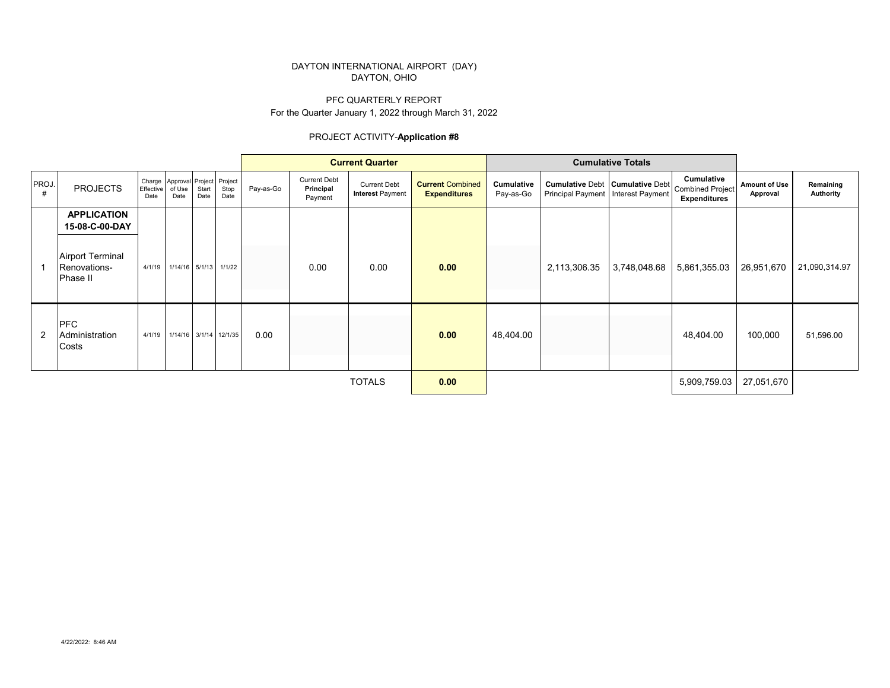DAYTON INTERNATIONAL AIRPORT (DAY)
DAYTON, OHIO

PFC QUARTERLY REPORT
For the Quarter January 1, 2022 through March 31, 2022

PROJECT ACTIVITY-**Application #8**

| | | | | | | Current Quarter | | | | Cumulative Totals | | | | | |
|---|---|---|---|---|---|---|---|---|---|---|---|---|---|---|---|
| PROJ. # | PROJECTS | Charge Effective Date | Approval of Use Date | Project Start Date | Project Stop Date | Pay-as-Go | Current Debt **Principal** Payment | Current Debt **Interest** Payment | **Current** Combined **Expenditures** | **Cumulative** Pay-as-Go | **Cumulative** Debt Principal Payment | **Cumulative** Debt Interest Payment | **Cumulative** Combined Project **Expenditures** | **Amount of Use Approval** | **Remaining Authority** |
| | **APPLICATION 15-08-C-00-DAY** | | | | | | | | | | | | | | |
| 1 | Airport Terminal Renovations-Phase II | 4/1/19 | 1/14/16 | 5/1/13 | 1/1/22 | | 0.00 | 0.00 | **0.00** | | 2,113,306.35 | 3,748,048.68 | 5,861,355.03 | 26,951,670 | 21,090,314.97 |
| 2 | PFC Administration Costs | 4/1/19 | 1/14/16 | 3/1/14 | 12/1/35 | 0.00 | | | **0.00** | 48,404.00 | | | 48,404.00 | 100,000 | 51,596.00 |
| | | | | | | | | TOTALS | **0.00** | | | | 5,909,759.03 | 27,051,670 | |

4/22/2022: 8:46 AM